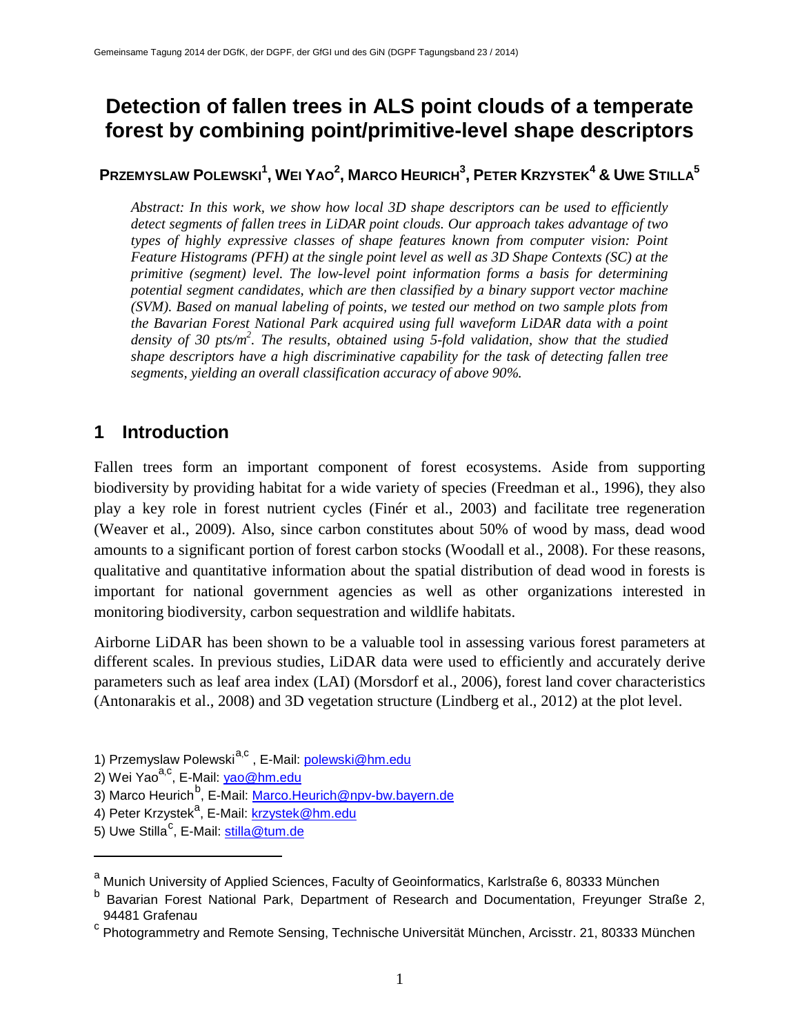# Detection of fallen trees in ALS point clouds of a temperate forest by combining point/primitive-level shape descriptors

**PRZEMYSLAW POLEWSKI[1], WEI YAO[2], MARCO HEURICH[3], PETER KRZYSTEK[4] & UWE STILLA[5]**

*Abstract: In this work, we show how local 3D shape descriptors can be used to efficiently detect segments of fallen trees in LiDAR point clouds. Our approach takes advantage of two types of highly expressive classes of shape features known from computer vision: Point Feature Histograms (PFH) at the single point level as well as 3D Shape Contexts (SC) at the primitive (segment) level. The low-level point information forms a basis for determining potential segment candidates, which are then classified by a binary support vector machine (SVM). Based on manual labeling of points, we tested our method on two sample plots from the Bavarian Forest National Park acquired using full waveform LiDAR data with a point density of 30 pts/m$^2$. The results, obtained using 5-fold validation, show that the studied shape descriptors have a high discriminative capability for the task of detecting fallen tree segments, yielding an overall classification accuracy of above 90%.*

## 1 Introduction

Fallen trees form an important component of forest ecosystems. Aside from supporting biodiversity by providing habitat for a wide variety of species (Freedman et al., 1996), they also play a key role in forest nutrient cycles (Finér et al., 2003) and facilitate tree regeneration (Weaver et al., 2009). Also, since carbon constitutes about 50% of wood by mass, dead wood amounts to a significant portion of forest carbon stocks (Woodall et al., 2008). For these reasons, qualitative and quantitative information about the spatial distribution of dead wood in forests is important for national government agencies as well as other organizations interested in monitoring biodiversity, carbon sequestration and wildlife habitats.

Airborne LiDAR has been shown to be a valuable tool in assessing various forest parameters at different scales. In previous studies, LiDAR data were used to efficiently and accurately derive parameters such as leaf area index (LAI) (Morsdorf et al., 2006), forest land cover characteristics (Antonarakis et al., 2008) and 3D vegetation structure (Lindberg et al., 2012) at the plot level.

1) Przemyslaw Polewski[a,c], E-Mail: polewski@hm.edu
2) Wei Yao[a,c], E-Mail: yao@hm.edu
3) Marco Heurich[b], E-Mail: Marco.Heurich@npv-bw.bayern.de
4) Peter Krzystek[a], E-Mail: krzystek@hm.edu
5) Uwe Stilla[c], E-Mail: stilla@tum.de

[a] Munich University of Applied Sciences, Faculty of Geoinformatics, Karlstraße 6, 80333 München
[b] Bavarian Forest National Park, Department of Research and Documentation, Freyunger Straße 2, 94481 Grafenau
[c] Photogrammetry and Remote Sensing, Technische Universität München, Arcisstr. 21, 80333 München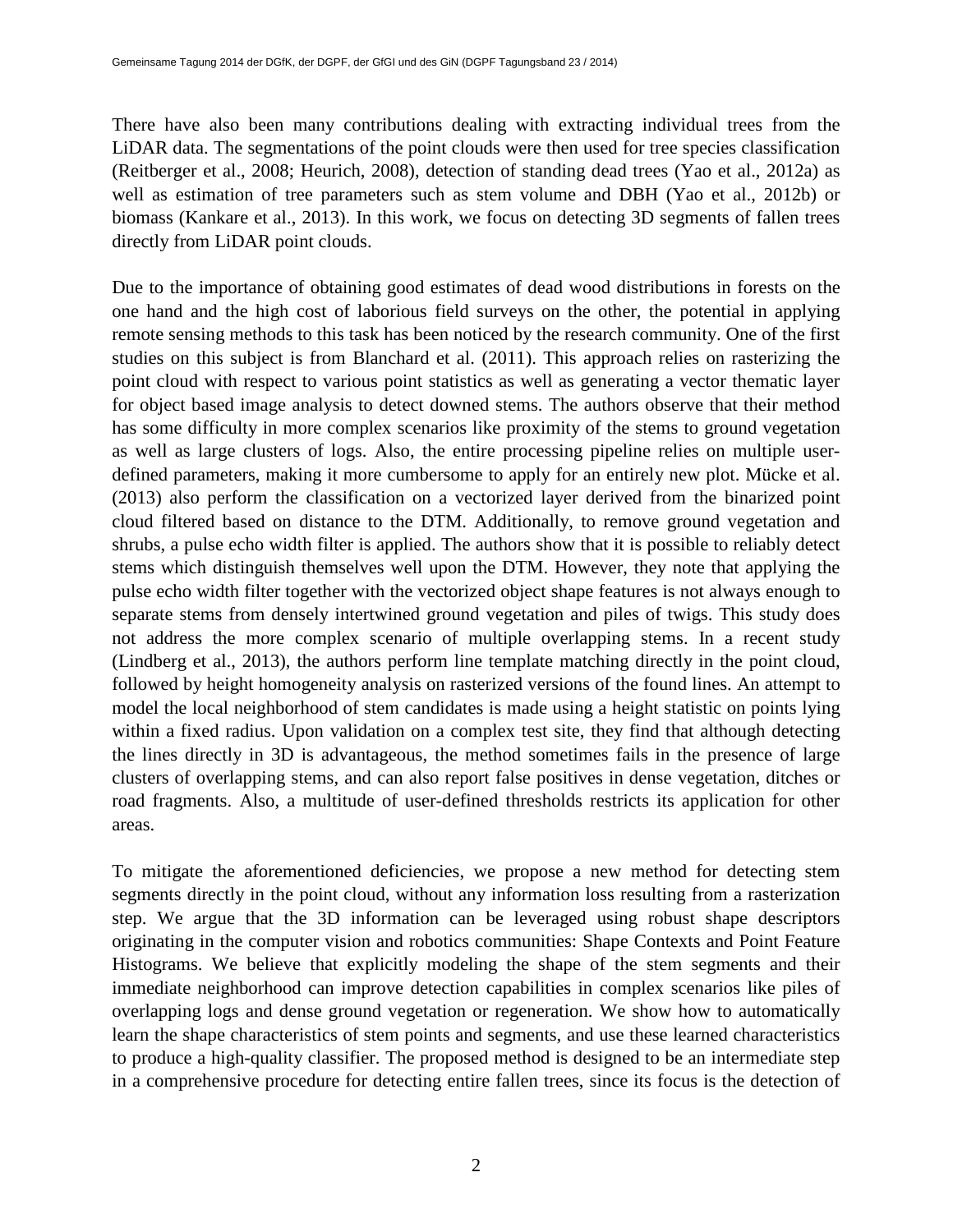There have also been many contributions dealing with extracting individual trees from the LiDAR data. The segmentations of the point clouds were then used for tree species classification (Reitberger et al., 2008; Heurich, 2008), detection of standing dead trees (Yao et al., 2012a) as well as estimation of tree parameters such as stem volume and DBH (Yao et al., 2012b) or biomass (Kankare et al., 2013). In this work, we focus on detecting 3D segments of fallen trees directly from LiDAR point clouds.

Due to the importance of obtaining good estimates of dead wood distributions in forests on the one hand and the high cost of laborious field surveys on the other, the potential in applying remote sensing methods to this task has been noticed by the research community. One of the first studies on this subject is from Blanchard et al. (2011). This approach relies on rasterizing the point cloud with respect to various point statistics as well as generating a vector thematic layer for object based image analysis to detect downed stems. The authors observe that their method has some difficulty in more complex scenarios like proximity of the stems to ground vegetation as well as large clusters of logs. Also, the entire processing pipeline relies on multiple user-defined parameters, making it more cumbersome to apply for an entirely new plot. Mücke et al. (2013) also perform the classification on a vectorized layer derived from the binarized point cloud filtered based on distance to the DTM. Additionally, to remove ground vegetation and shrubs, a pulse echo width filter is applied. The authors show that it is possible to reliably detect stems which distinguish themselves well upon the DTM. However, they note that applying the pulse echo width filter together with the vectorized object shape features is not always enough to separate stems from densely intertwined ground vegetation and piles of twigs. This study does not address the more complex scenario of multiple overlapping stems. In a recent study (Lindberg et al., 2013), the authors perform line template matching directly in the point cloud, followed by height homogeneity analysis on rasterized versions of the found lines. An attempt to model the local neighborhood of stem candidates is made using a height statistic on points lying within a fixed radius. Upon validation on a complex test site, they find that although detecting the lines directly in 3D is advantageous, the method sometimes fails in the presence of large clusters of overlapping stems, and can also report false positives in dense vegetation, ditches or road fragments. Also, a multitude of user-defined thresholds restricts its application for other areas.

To mitigate the aforementioned deficiencies, we propose a new method for detecting stem segments directly in the point cloud, without any information loss resulting from a rasterization step. We argue that the 3D information can be leveraged using robust shape descriptors originating in the computer vision and robotics communities: Shape Contexts and Point Feature Histograms. We believe that explicitly modeling the shape of the stem segments and their immediate neighborhood can improve detection capabilities in complex scenarios like piles of overlapping logs and dense ground vegetation or regeneration. We show how to automatically learn the shape characteristics of stem points and segments, and use these learned characteristics to produce a high-quality classifier. The proposed method is designed to be an intermediate step in a comprehensive procedure for detecting entire fallen trees, since its focus is the detection of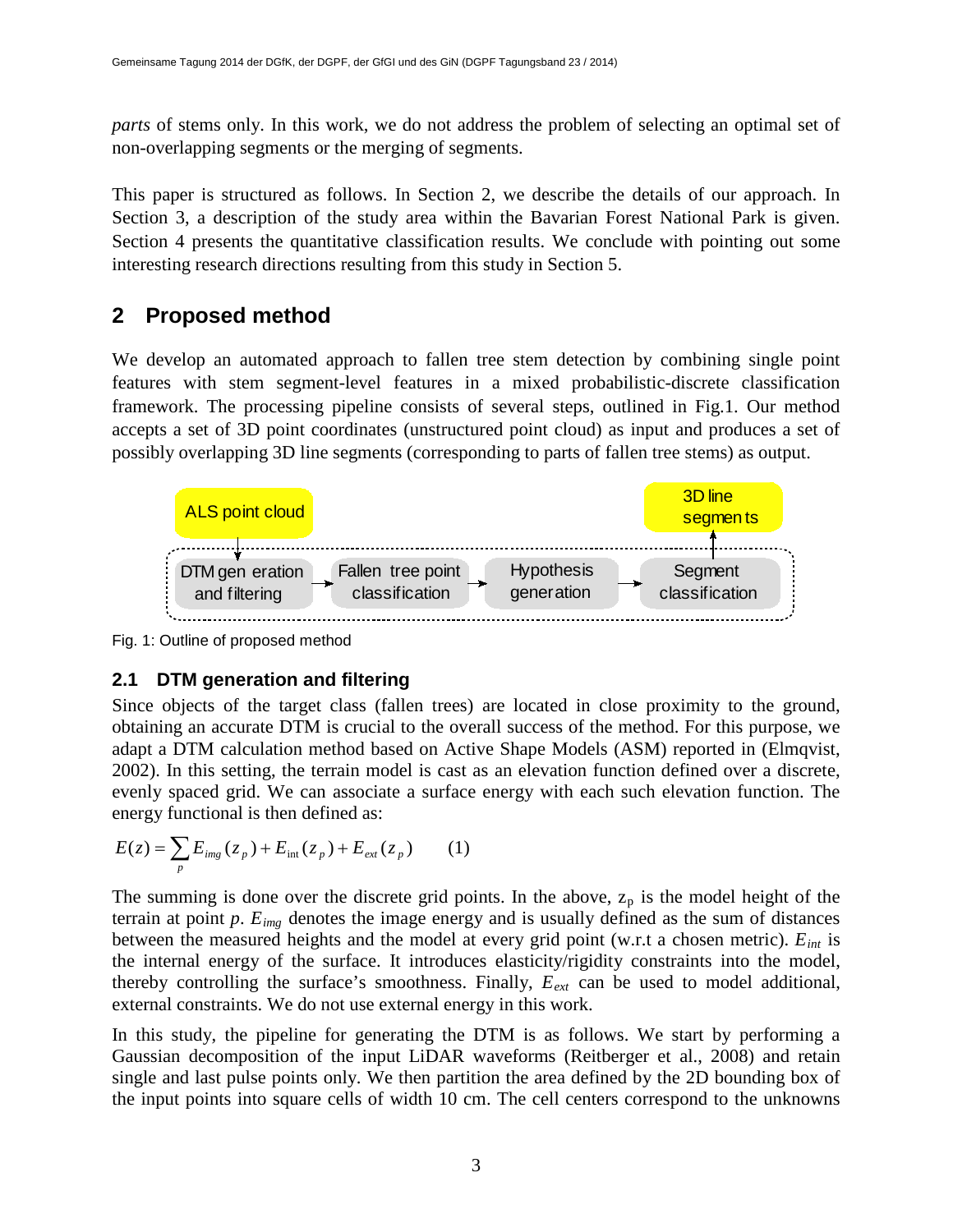*parts* of stems only. In this work, we do not address the problem of selecting an optimal set of non-overlapping segments or the merging of segments.

This paper is structured as follows. In Section 2, we describe the details of our approach. In Section 3, a description of the study area within the Bavarian Forest National Park is given. Section 4 presents the quantitative classification results. We conclude with pointing out some interesting research directions resulting from this study in Section 5.

## 2 Proposed method

We develop an automated approach to fallen tree stem detection by combining single point features with stem segment-level features in a mixed probabilistic-discrete classification framework. The processing pipeline consists of several steps, outlined in Fig.1. Our method accepts a set of 3D point coordinates (unstructured point cloud) as input and produces a set of possibly overlapping 3D line segments (corresponding to parts of fallen tree stems) as output.

ALS point cloud → DTM generation and filtering → Fallen tree point classification → Hypothesis generation → Segment classification → 3D line segments

Fig. 1: Outline of proposed method

### 2.1 DTM generation and filtering

Since objects of the target class (fallen trees) are located in close proximity to the ground, obtaining an accurate DTM is crucial to the overall success of the method. For this purpose, we adapt a DTM calculation method based on Active Shape Models (ASM) reported in (Elmqvist, 2002). In this setting, the terrain model is cast as an elevation function defined over a discrete, evenly spaced grid. We can associate a surface energy with each such elevation function. The energy functional is then defined as:

$$E(z) = \sum_{p} E_{img}(z_p) + E_{\text{int}}(z_p) + E_{ext}(z_p) \qquad (1)$$

The summing is done over the discrete grid points. In the above, $z_p$ is the model height of the terrain at point $p$. $E_{img}$ denotes the image energy and is usually defined as the sum of distances between the measured heights and the model at every grid point (w.r.t a chosen metric). $E_{int}$ is the internal energy of the surface. It introduces elasticity/rigidity constraints into the model, thereby controlling the surface's smoothness. Finally, $E_{ext}$ can be used to model additional, external constraints. We do not use external energy in this work.

In this study, the pipeline for generating the DTM is as follows. We start by performing a Gaussian decomposition of the input LiDAR waveforms (Reitberger et al., 2008) and retain single and last pulse points only. We then partition the area defined by the 2D bounding box of the input points into square cells of width 10 cm. The cell centers correspond to the unknowns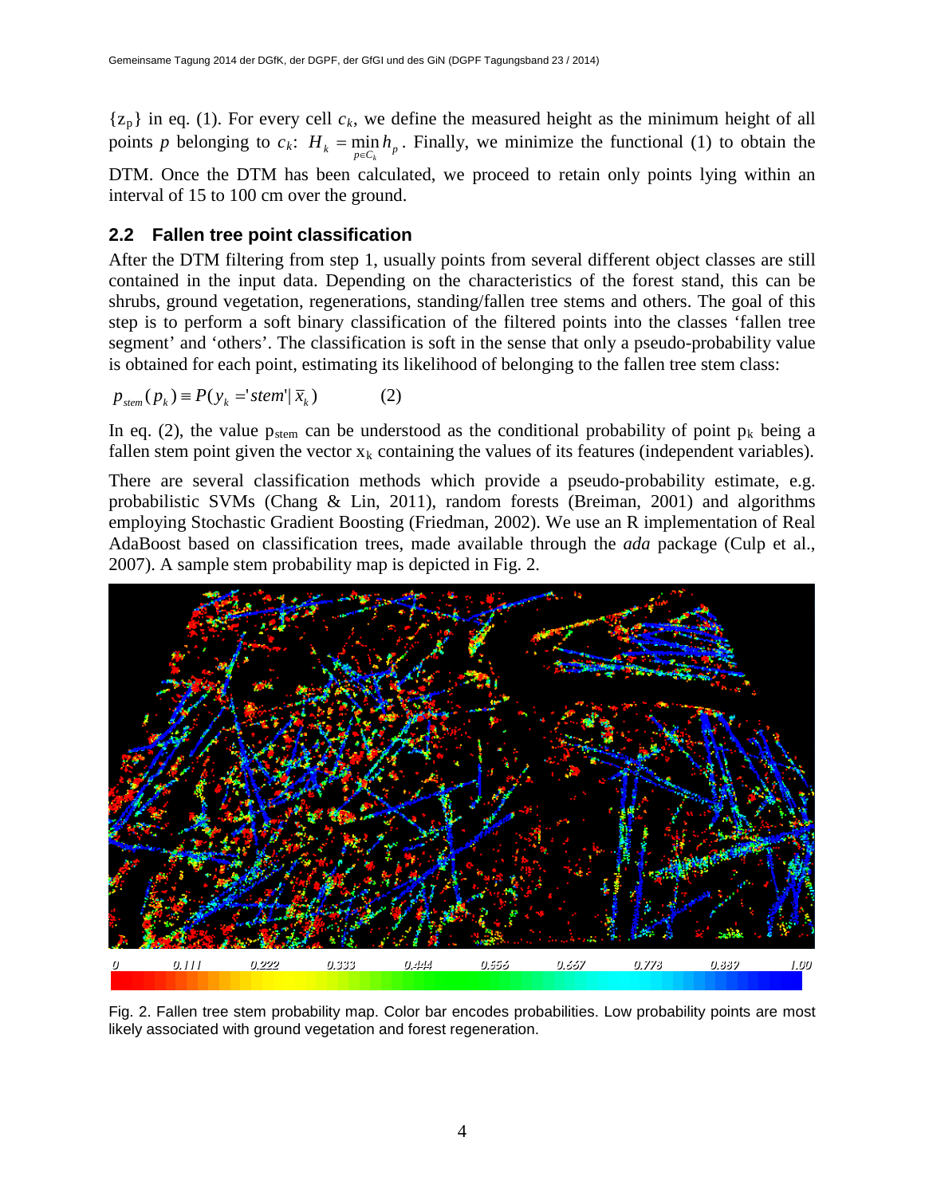$\{z_p\}$ in eq. (1). For every cell $c_k$, we define the measured height as the minimum height of all points $p$ belonging to $c_k$: $H_k = \min_{p \in C_k} h_p$. Finally, we minimize the functional (1) to obtain the DTM. Once the DTM has been calculated, we proceed to retain only points lying within an interval of 15 to 100 cm over the ground.

## 2.2 Fallen tree point classification

After the DTM filtering from step 1, usually points from several different object classes are still contained in the input data. Depending on the characteristics of the forest stand, this can be shrubs, ground vegetation, regenerations, standing/fallen tree stems and others. The goal of this step is to perform a soft binary classification of the filtered points into the classes 'fallen tree segment' and 'others'. The classification is soft in the sense that only a pseudo-probability value is obtained for each point, estimating its likelihood of belonging to the fallen tree stem class:

$$p_{stem}(p_k) \equiv P(y_k = 'stem' | \bar{x}_k) \qquad (2)$$

In eq. (2), the value $p_{stem}$ can be understood as the conditional probability of point $p_k$ being a fallen stem point given the vector $x_k$ containing the values of its features (independent variables).

There are several classification methods which provide a pseudo-probability estimate, e.g. probabilistic SVMs (Chang & Lin, 2011), random forests (Breiman, 2001) and algorithms employing Stochastic Gradient Boosting (Friedman, 2002). We use an R implementation of Real AdaBoost based on classification trees, made available through the *ada* package (Culp et al., 2007). A sample stem probability map is depicted in Fig. 2.

Fig. 2. Fallen tree stem probability map. Color bar encodes probabilities. Low probability points are most likely associated with ground vegetation and forest regeneration.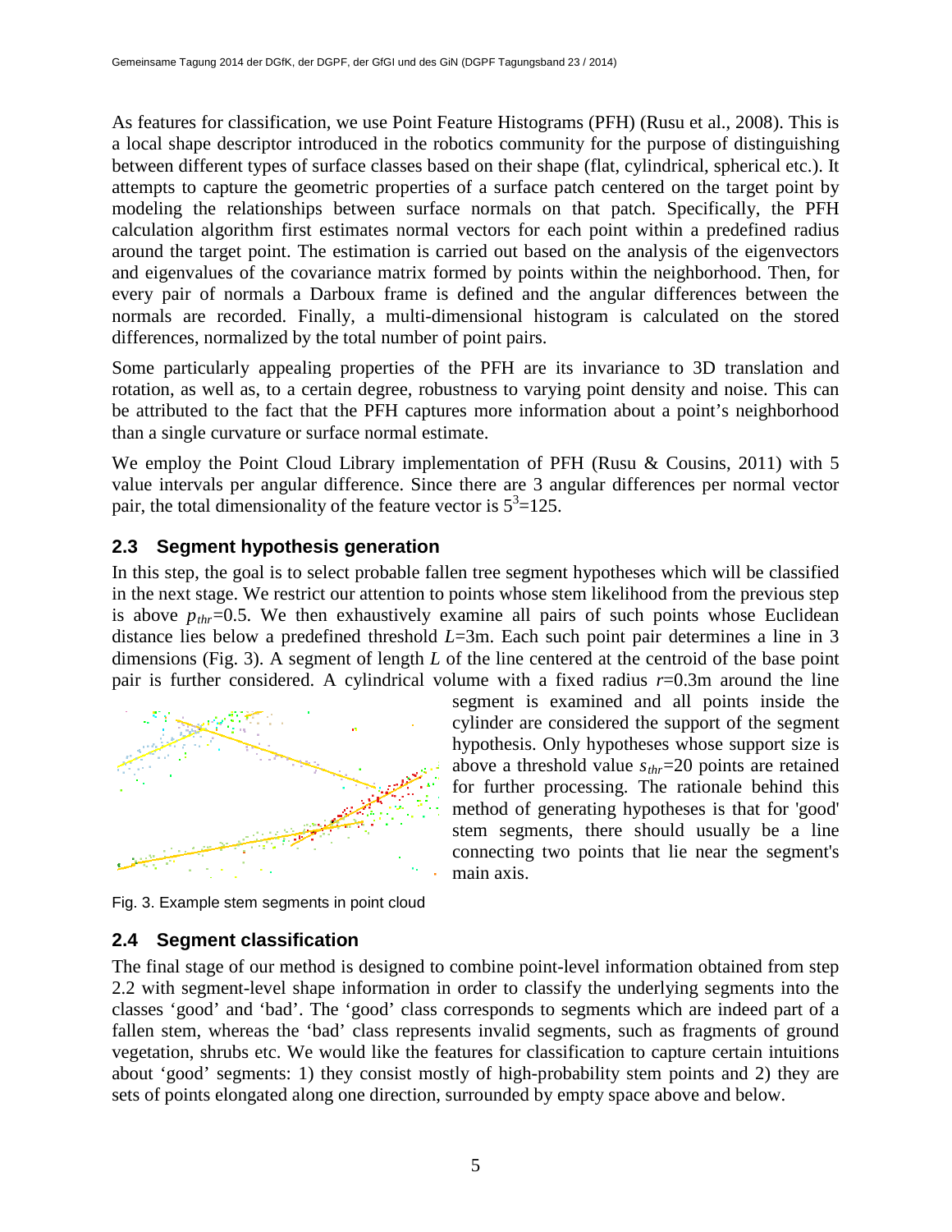As features for classification, we use Point Feature Histograms (PFH) (Rusu et al., 2008). This is a local shape descriptor introduced in the robotics community for the purpose of distinguishing between different types of surface classes based on their shape (flat, cylindrical, spherical etc.). It attempts to capture the geometric properties of a surface patch centered on the target point by modeling the relationships between surface normals on that patch. Specifically, the PFH calculation algorithm first estimates normal vectors for each point within a predefined radius around the target point. The estimation is carried out based on the analysis of the eigenvectors and eigenvalues of the covariance matrix formed by points within the neighborhood. Then, for every pair of normals a Darboux frame is defined and the angular differences between the normals are recorded. Finally, a multi-dimensional histogram is calculated on the stored differences, normalized by the total number of point pairs.

Some particularly appealing properties of the PFH are its invariance to 3D translation and rotation, as well as, to a certain degree, robustness to varying point density and noise. This can be attributed to the fact that the PFH captures more information about a point's neighborhood than a single curvature or surface normal estimate.

We employ the Point Cloud Library implementation of PFH (Rusu & Cousins, 2011) with 5 value intervals per angular difference. Since there are 3 angular differences per normal vector pair, the total dimensionality of the feature vector is $5^3$=125.

## 2.3 Segment hypothesis generation

In this step, the goal is to select probable fallen tree segment hypotheses which will be classified in the next stage. We restrict our attention to points whose stem likelihood from the previous step is above $p_{thr}$=0.5. We then exhaustively examine all pairs of such points whose Euclidean distance lies below a predefined threshold $L$=3m. Each such point pair determines a line in 3 dimensions (Fig. 3). A segment of length $L$ of the line centered at the centroid of the base point pair is further considered. A cylindrical volume with a fixed radius $r$=0.3m around the line segment is examined and all points inside the cylinder are considered the support of the segment hypothesis. Only hypotheses whose support size is above a threshold value $s_{thr}$=20 points are retained for further processing. The rationale behind this method of generating hypotheses is that for 'good' stem segments, there should usually be a line connecting two points that lie near the segment's main axis.

Fig. 3. Example stem segments in point cloud

## 2.4 Segment classification

The final stage of our method is designed to combine point-level information obtained from step 2.2 with segment-level shape information in order to classify the underlying segments into the classes 'good' and 'bad'. The 'good' class corresponds to segments which are indeed part of a fallen stem, whereas the 'bad' class represents invalid segments, such as fragments of ground vegetation, shrubs etc. We would like the features for classification to capture certain intuitions about 'good' segments: 1) they consist mostly of high-probability stem points and 2) they are sets of points elongated along one direction, surrounded by empty space above and below.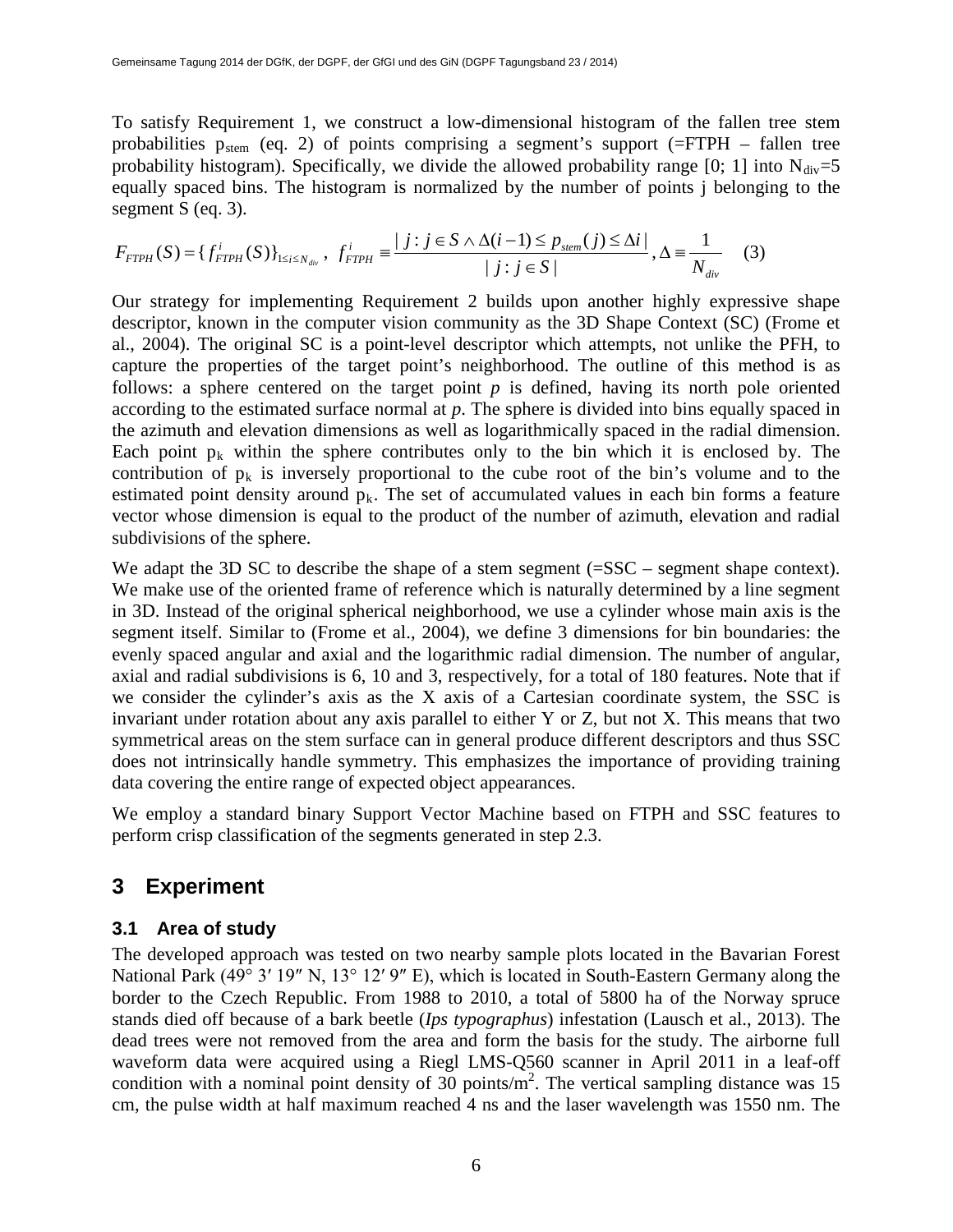To satisfy Requirement 1, we construct a low-dimensional histogram of the fallen tree stem probabilities $p_{stem}$ (eq. 2) of points comprising a segment's support (=FTPH – fallen tree probability histogram). Specifically, we divide the allowed probability range [0; 1] into $N_{div}=5$ equally spaced bins. The histogram is normalized by the number of points j belonging to the segment S (eq. 3).

$$F_{FTPH}(S) = \{ f^{i}_{FTPH}(S) \}_{1 \le i \le N_{div}}, \; f^{i}_{FTPH} \equiv \frac{|\, j : j \in S \wedge \Delta(i-1) \le p_{stem}(j) \le \Delta i \,|}{|\, j : j \in S \,|}, \Delta \equiv \frac{1}{N_{div}} \quad (3)$$

Our strategy for implementing Requirement 2 builds upon another highly expressive shape descriptor, known in the computer vision community as the 3D Shape Context (SC) (Frome et al., 2004). The original SC is a point-level descriptor which attempts, not unlike the PFH, to capture the properties of the target point's neighborhood. The outline of this method is as follows: a sphere centered on the target point *p* is defined, having its north pole oriented according to the estimated surface normal at *p*. The sphere is divided into bins equally spaced in the azimuth and elevation dimensions as well as logarithmically spaced in the radial dimension. Each point $p_k$ within the sphere contributes only to the bin which it is enclosed by. The contribution of $p_k$ is inversely proportional to the cube root of the bin's volume and to the estimated point density around $p_k$. The set of accumulated values in each bin forms a feature vector whose dimension is equal to the product of the number of azimuth, elevation and radial subdivisions of the sphere.

We adapt the 3D SC to describe the shape of a stem segment (=SSC – segment shape context). We make use of the oriented frame of reference which is naturally determined by a line segment in 3D. Instead of the original spherical neighborhood, we use a cylinder whose main axis is the segment itself. Similar to (Frome et al., 2004), we define 3 dimensions for bin boundaries: the evenly spaced angular and axial and the logarithmic radial dimension. The number of angular, axial and radial subdivisions is 6, 10 and 3, respectively, for a total of 180 features. Note that if we consider the cylinder's axis as the X axis of a Cartesian coordinate system, the SSC is invariant under rotation about any axis parallel to either Y or Z, but not X. This means that two symmetrical areas on the stem surface can in general produce different descriptors and thus SSC does not intrinsically handle symmetry. This emphasizes the importance of providing training data covering the entire range of expected object appearances.

We employ a standard binary Support Vector Machine based on FTPH and SSC features to perform crisp classification of the segments generated in step 2.3.

# 3 Experiment

## 3.1 Area of study

The developed approach was tested on two nearby sample plots located in the Bavarian Forest National Park (49° 3′ 19″ N, 13° 12′ 9″ E), which is located in South-Eastern Germany along the border to the Czech Republic. From 1988 to 2010, a total of 5800 ha of the Norway spruce stands died off because of a bark beetle (*Ips typographus*) infestation (Lausch et al., 2013). The dead trees were not removed from the area and form the basis for the study. The airborne full waveform data were acquired using a Riegl LMS-Q560 scanner in April 2011 in a leaf-off condition with a nominal point density of 30 points/$m^2$. The vertical sampling distance was 15 cm, the pulse width at half maximum reached 4 ns and the laser wavelength was 1550 nm. The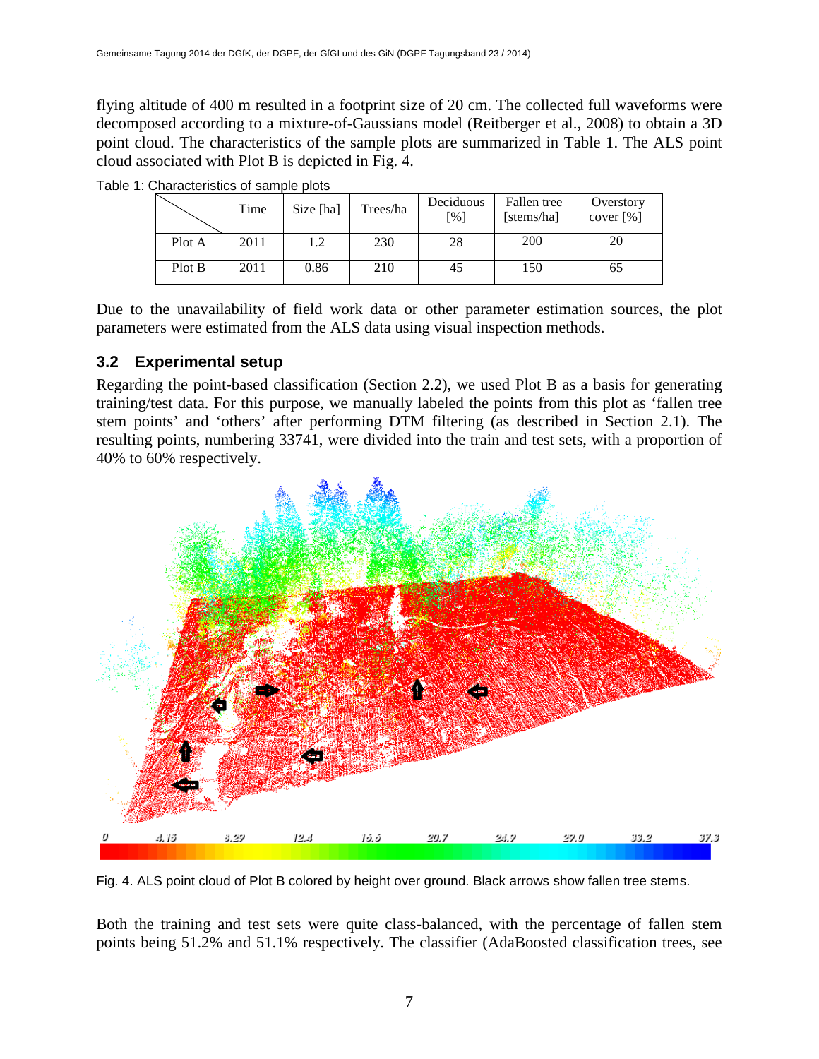flying altitude of 400 m resulted in a footprint size of 20 cm. The collected full waveforms were decomposed according to a mixture-of-Gaussians model (Reitberger et al., 2008) to obtain a 3D point cloud. The characteristics of the sample plots are summarized in Table 1. The ALS point cloud associated with Plot B is depicted in Fig. 4.

Table 1: Characteristics of sample plots

| | Time | Size [ha] | Trees/ha | Deciduous [%] | Fallen tree [stems/ha] | Overstory cover [%] |
|---|---|---|---|---|---|---|
| Plot A | 2011 | 1.2 | 230 | 28 | 200 | 20 |
| Plot B | 2011 | 0.86 | 210 | 45 | 150 | 65 |

Due to the unavailability of field work data or other parameter estimation sources, the plot parameters were estimated from the ALS data using visual inspection methods.

## 3.2 Experimental setup

Regarding the point-based classification (Section 2.2), we used Plot B as a basis for generating training/test data. For this purpose, we manually labeled the points from this plot as 'fallen tree stem points' and 'others' after performing DTM filtering (as described in Section 2.1). The resulting points, numbering 33741, were divided into the train and test sets, with a proportion of 40% to 60% respectively.

Fig. 4. ALS point cloud of Plot B colored by height over ground. Black arrows show fallen tree stems.

Both the training and test sets were quite class-balanced, with the percentage of fallen stem points being 51.2% and 51.1% respectively. The classifier (AdaBoosted classification trees, see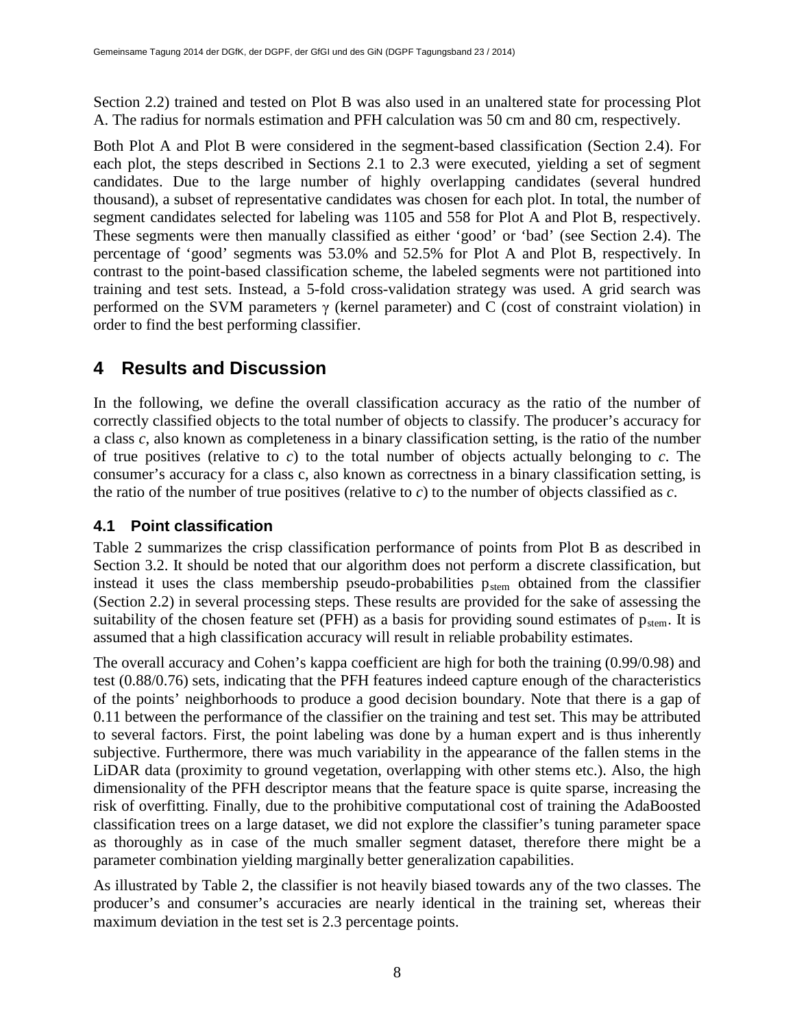Section 2.2) trained and tested on Plot B was also used in an unaltered state for processing Plot A. The radius for normals estimation and PFH calculation was 50 cm and 80 cm, respectively.

Both Plot A and Plot B were considered in the segment-based classification (Section 2.4). For each plot, the steps described in Sections 2.1 to 2.3 were executed, yielding a set of segment candidates. Due to the large number of highly overlapping candidates (several hundred thousand), a subset of representative candidates was chosen for each plot. In total, the number of segment candidates selected for labeling was 1105 and 558 for Plot A and Plot B, respectively. These segments were then manually classified as either 'good' or 'bad' (see Section 2.4). The percentage of 'good' segments was 53.0% and 52.5% for Plot A and Plot B, respectively. In contrast to the point-based classification scheme, the labeled segments were not partitioned into training and test sets. Instead, a 5-fold cross-validation strategy was used. A grid search was performed on the SVM parameters $\gamma$ (kernel parameter) and C (cost of constraint violation) in order to find the best performing classifier.

# 4 Results and Discussion

In the following, we define the overall classification accuracy as the ratio of the number of correctly classified objects to the total number of objects to classify. The producer's accuracy for a class *c*, also known as completeness in a binary classification setting, is the ratio of the number of true positives (relative to *c*) to the total number of objects actually belonging to *c*. The consumer's accuracy for a class c, also known as correctness in a binary classification setting, is the ratio of the number of true positives (relative to *c*) to the number of objects classified as *c*.

## 4.1 Point classification

Table 2 summarizes the crisp classification performance of points from Plot B as described in Section 3.2. It should be noted that our algorithm does not perform a discrete classification, but instead it uses the class membership pseudo-probabilities $p_{stem}$ obtained from the classifier (Section 2.2) in several processing steps. These results are provided for the sake of assessing the suitability of the chosen feature set (PFH) as a basis for providing sound estimates of $p_{stem}$. It is assumed that a high classification accuracy will result in reliable probability estimates.

The overall accuracy and Cohen's kappa coefficient are high for both the training (0.99/0.98) and test (0.88/0.76) sets, indicating that the PFH features indeed capture enough of the characteristics of the points' neighborhoods to produce a good decision boundary. Note that there is a gap of 0.11 between the performance of the classifier on the training and test set. This may be attributed to several factors. First, the point labeling was done by a human expert and is thus inherently subjective. Furthermore, there was much variability in the appearance of the fallen stems in the LiDAR data (proximity to ground vegetation, overlapping with other stems etc.). Also, the high dimensionality of the PFH descriptor means that the feature space is quite sparse, increasing the risk of overfitting. Finally, due to the prohibitive computational cost of training the AdaBoosted classification trees on a large dataset, we did not explore the classifier's tuning parameter space as thoroughly as in case of the much smaller segment dataset, therefore there might be a parameter combination yielding marginally better generalization capabilities.

As illustrated by Table 2, the classifier is not heavily biased towards any of the two classes. The producer's and consumer's accuracies are nearly identical in the training set, whereas their maximum deviation in the test set is 2.3 percentage points.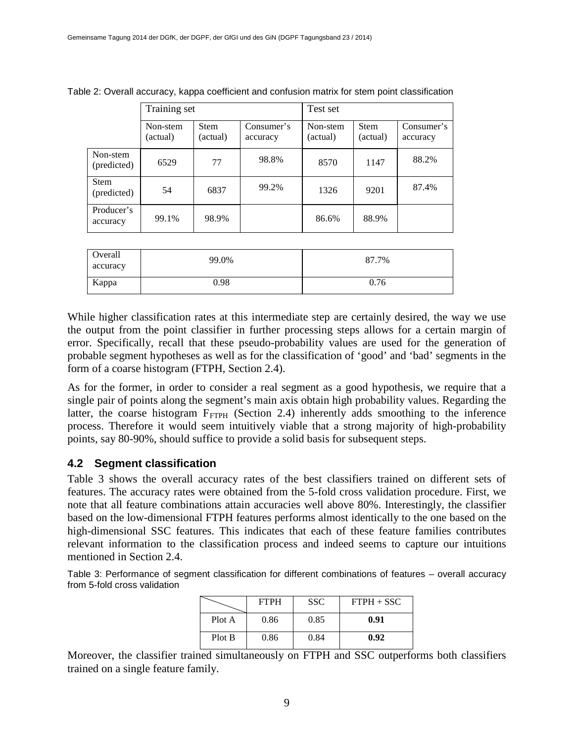Table 2: Overall accuracy, kappa coefficient and confusion matrix for stem point classification

| | Training set | | | Test set | | |
|---|---|---|---|---|---|---|
| | Non-stem (actual) | Stem (actual) | Consumer's accuracy | Non-stem (actual) | Stem (actual) | Consumer's accuracy |
| Non-stem (predicted) | 6529 | 77 | 98.8% | 8570 | 1147 | 88.2% |
| Stem (predicted) | 54 | 6837 | 99.2% | 1326 | 9201 | 87.4% |
| Producer's accuracy | 99.1% | 98.9% | | 86.6% | 88.9% | |
| Overall accuracy | 99.0% | | | 87.7% | | |
| Kappa | 0.98 | | | 0.76 | | |

While higher classification rates at this intermediate step are certainly desired, the way we use the output from the point classifier in further processing steps allows for a certain margin of error. Specifically, recall that these pseudo-probability values are used for the generation of probable segment hypotheses as well as for the classification of 'good' and 'bad' segments in the form of a coarse histogram (FTPH, Section 2.4).

As for the former, in order to consider a real segment as a good hypothesis, we require that a single pair of points along the segment's main axis obtain high probability values. Regarding the latter, the coarse histogram $F_{FTPH}$ (Section 2.4) inherently adds smoothing to the inference process. Therefore it would seem intuitively viable that a strong majority of high-probability points, say 80-90%, should suffice to provide a solid basis for subsequent steps.

## 4.2 Segment classification

Table 3 shows the overall accuracy rates of the best classifiers trained on different sets of features. The accuracy rates were obtained from the 5-fold cross validation procedure. First, we note that all feature combinations attain accuracies well above 80%. Interestingly, the classifier based on the low-dimensional FTPH features performs almost identically to the one based on the high-dimensional SSC features. This indicates that each of these feature families contributes relevant information to the classification process and indeed seems to capture our intuitions mentioned in Section 2.4.

Table 3: Performance of segment classification for different combinations of features – overall accuracy from 5-fold cross validation

| | FTPH | SSC | FTPH + SSC |
|---|---|---|---|
| Plot A | 0.86 | 0.85 | **0.91** |
| Plot B | 0.86 | 0.84 | **0.92** |

Moreover, the classifier trained simultaneously on FTPH and SSC outperforms both classifiers trained on a single feature family.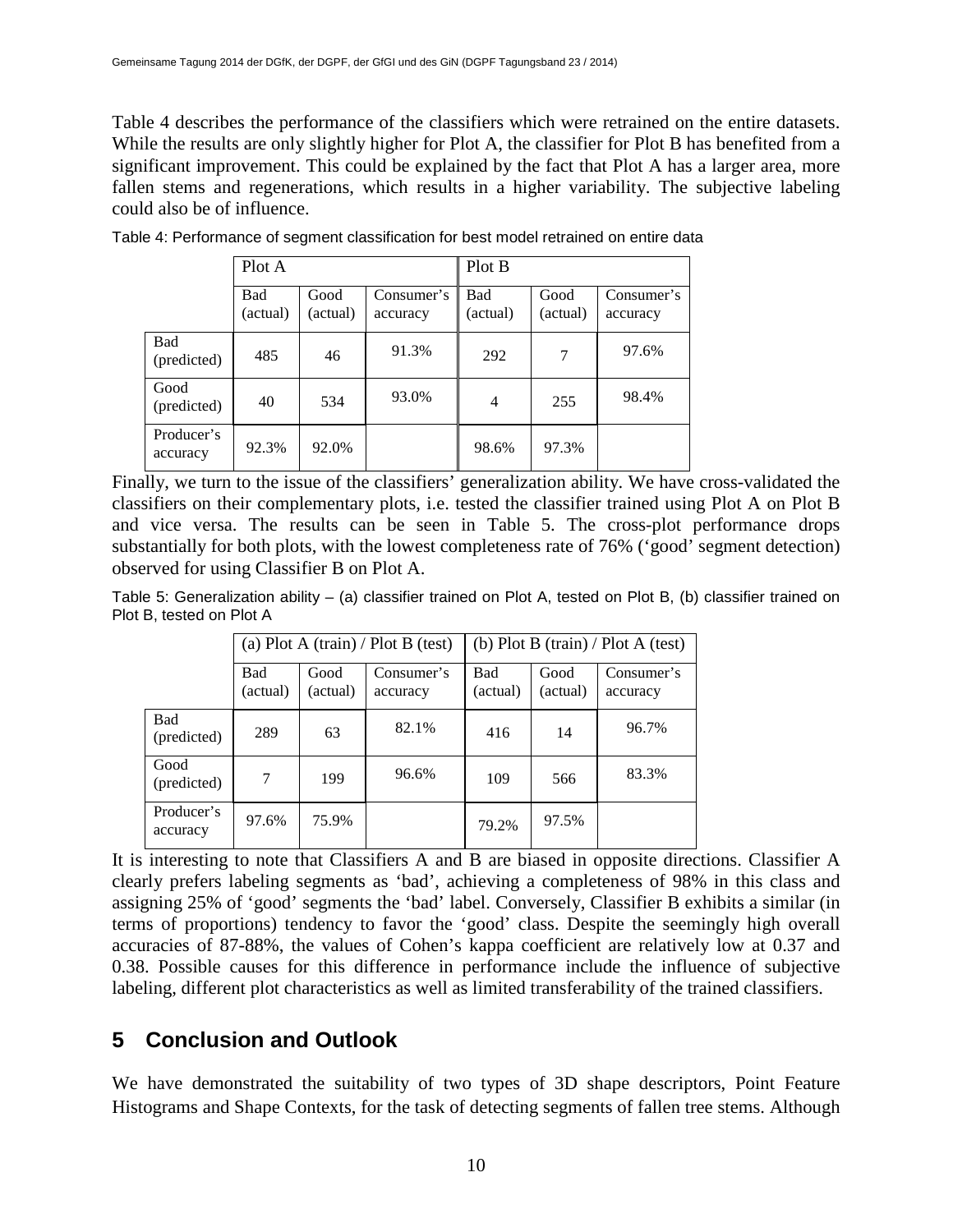Table 4 describes the performance of the classifiers which were retrained on the entire datasets. While the results are only slightly higher for Plot A, the classifier for Plot B has benefited from a significant improvement. This could be explained by the fact that Plot A has a larger area, more fallen stems and regenerations, which results in a higher variability. The subjective labeling could also be of influence.

Table 4: Performance of segment classification for best model retrained on entire data

| | Plot A | | | Plot B | | |
|---|---|---|---|---|---|---|
| | Bad (actual) | Good (actual) | Consumer's accuracy | Bad (actual) | Good (actual) | Consumer's accuracy |
| Bad (predicted) | 485 | 46 | 91.3% | 292 | 7 | 97.6% |
| Good (predicted) | 40 | 534 | 93.0% | 4 | 255 | 98.4% |
| Producer's accuracy | 92.3% | 92.0% | | 98.6% | 97.3% | |

Finally, we turn to the issue of the classifiers' generalization ability. We have cross-validated the classifiers on their complementary plots, i.e. tested the classifier trained using Plot A on Plot B and vice versa. The results can be seen in Table 5. The cross-plot performance drops substantially for both plots, with the lowest completeness rate of 76% ('good' segment detection) observed for using Classifier B on Plot A.

Table 5: Generalization ability – (a) classifier trained on Plot A, tested on Plot B, (b) classifier trained on Plot B, tested on Plot A

| | (a) Plot A (train) / Plot B (test) | | | (b) Plot B (train) / Plot A (test) | | |
|---|---|---|---|---|---|---|
| | Bad (actual) | Good (actual) | Consumer's accuracy | Bad (actual) | Good (actual) | Consumer's accuracy |
| Bad (predicted) | 289 | 63 | 82.1% | 416 | 14 | 96.7% |
| Good (predicted) | 7 | 199 | 96.6% | 109 | 566 | 83.3% |
| Producer's accuracy | 97.6% | 75.9% | | 79.2% | 97.5% | |

It is interesting to note that Classifiers A and B are biased in opposite directions. Classifier A clearly prefers labeling segments as 'bad', achieving a completeness of 98% in this class and assigning 25% of 'good' segments the 'bad' label. Conversely, Classifier B exhibits a similar (in terms of proportions) tendency to favor the 'good' class. Despite the seemingly high overall accuracies of 87-88%, the values of Cohen's kappa coefficient are relatively low at 0.37 and 0.38. Possible causes for this difference in performance include the influence of subjective labeling, different plot characteristics as well as limited transferability of the trained classifiers.

## 5 Conclusion and Outlook

We have demonstrated the suitability of two types of 3D shape descriptors, Point Feature Histograms and Shape Contexts, for the task of detecting segments of fallen tree stems. Although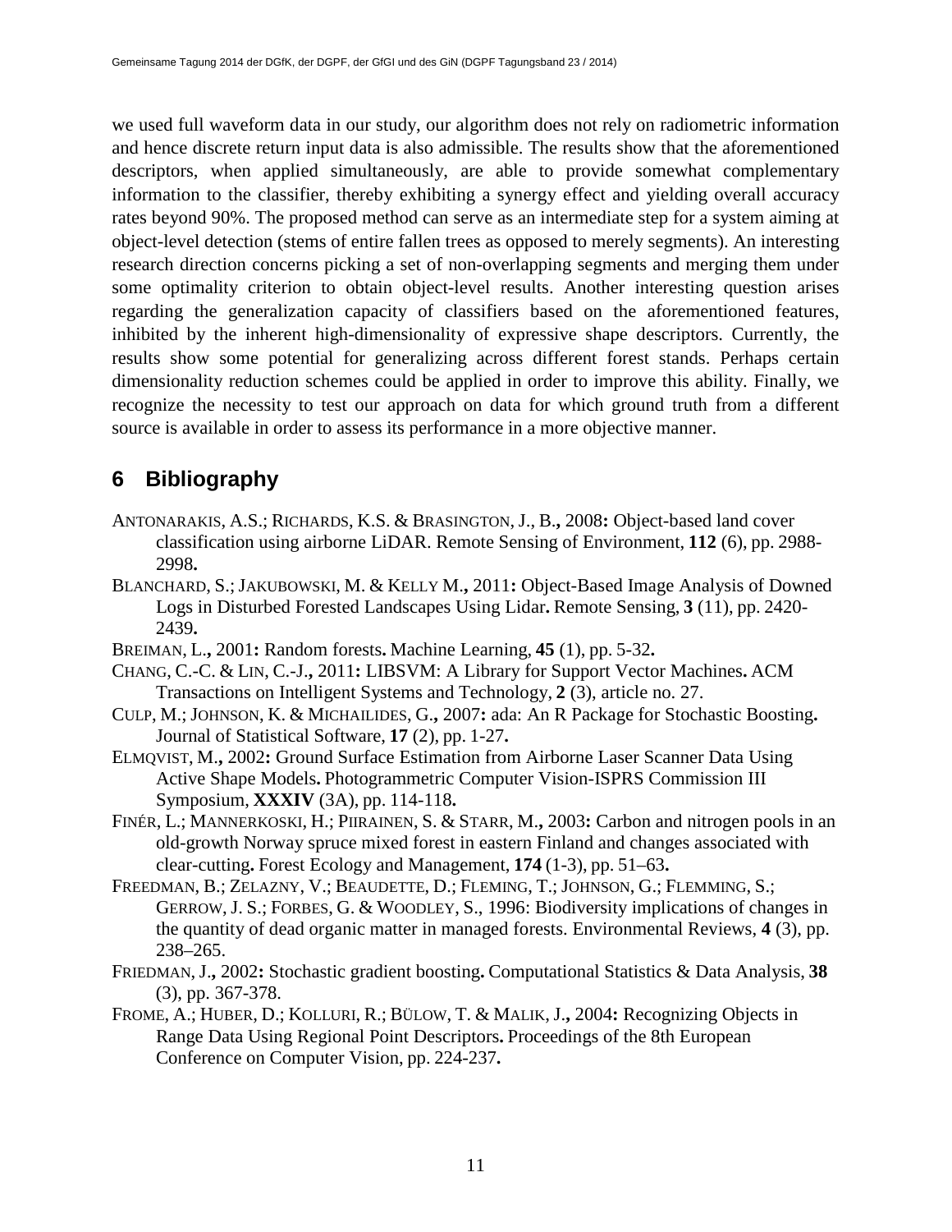we used full waveform data in our study, our algorithm does not rely on radiometric information and hence discrete return input data is also admissible. The results show that the aforementioned descriptors, when applied simultaneously, are able to provide somewhat complementary information to the classifier, thereby exhibiting a synergy effect and yielding overall accuracy rates beyond 90%. The proposed method can serve as an intermediate step for a system aiming at object-level detection (stems of entire fallen trees as opposed to merely segments). An interesting research direction concerns picking a set of non-overlapping segments and merging them under some optimality criterion to obtain object-level results. Another interesting question arises regarding the generalization capacity of classifiers based on the aforementioned features, inhibited by the inherent high-dimensionality of expressive shape descriptors. Currently, the results show some potential for generalizing across different forest stands. Perhaps certain dimensionality reduction schemes could be applied in order to improve this ability. Finally, we recognize the necessity to test our approach on data for which ground truth from a different source is available in order to assess its performance in a more objective manner.

## 6 Bibliography

ANTONARAKIS, A.S.; RICHARDS, K.S. & BRASINGTON, J., B., 2008: Object-based land cover classification using airborne LiDAR. Remote Sensing of Environment, **112** (6), pp. 2988-2998.

BLANCHARD, S.; JAKUBOWSKI, M. & KELLY M., 2011: Object-Based Image Analysis of Downed Logs in Disturbed Forested Landscapes Using Lidar. Remote Sensing, **3** (11), pp. 2420-2439.

BREIMAN, L., 2001: Random forests. Machine Learning, **45** (1), pp. 5-32.

CHANG, C.-C. & LIN, C.-J., 2011: LIBSVM: A Library for Support Vector Machines. ACM Transactions on Intelligent Systems and Technology, **2** (3), article no. 27.

CULP, M.; JOHNSON, K. & MICHAILIDES, G., 2007: ada: An R Package for Stochastic Boosting. Journal of Statistical Software, **17** (2), pp. 1-27.

ELMQVIST, M., 2002: Ground Surface Estimation from Airborne Laser Scanner Data Using Active Shape Models. Photogrammetric Computer Vision-ISPRS Commission III Symposium, **XXXIV** (3A), pp. 114-118.

FINÉR, L.; MANNERKOSKI, H.; PIIRAINEN, S. & STARR, M., 2003: Carbon and nitrogen pools in an old-growth Norway spruce mixed forest in eastern Finland and changes associated with clear-cutting. Forest Ecology and Management, **174** (1-3), pp. 51–63.

FREEDMAN, B.; ZELAZNY, V.; BEAUDETTE, D.; FLEMING, T.; JOHNSON, G.; FLEMMING, S.; GERROW, J. S.; FORBES, G. & WOODLEY, S., 1996: Biodiversity implications of changes in the quantity of dead organic matter in managed forests. Environmental Reviews, **4** (3), pp. 238–265.

FRIEDMAN, J., 2002: Stochastic gradient boosting. Computational Statistics & Data Analysis, **38** (3), pp. 367-378.

FROME, A.; HUBER, D.; KOLLURI, R.; BÜLOW, T. & MALIK, J., 2004: Recognizing Objects in Range Data Using Regional Point Descriptors. Proceedings of the 8th European Conference on Computer Vision, pp. 224-237.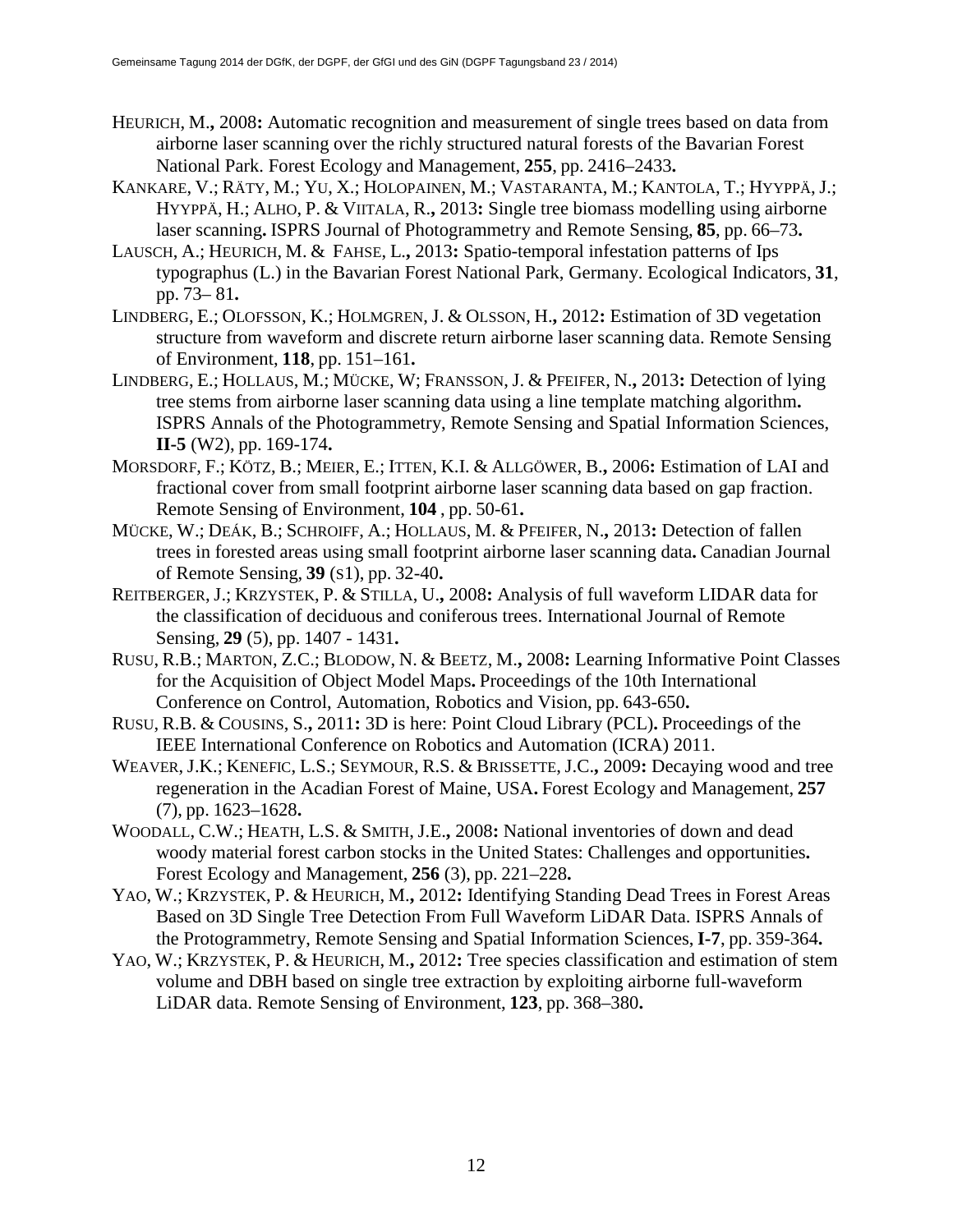HEURICH, M., 2008: Automatic recognition and measurement of single trees based on data from airborne laser scanning over the richly structured natural forests of the Bavarian Forest National Park. Forest Ecology and Management, **255**, pp. 2416–2433.

KANKARE, V.; RÄTY, M.; YU, X.; HOLOPAINEN, M.; VASTARANTA, M.; KANTOLA, T.; HYYPPÄ, J.; HYYPPÄ, H.; ALHO, P. & VIITALA, R., 2013: Single tree biomass modelling using airborne laser scanning. ISPRS Journal of Photogrammetry and Remote Sensing, **85**, pp. 66–73.

LAUSCH, A.; HEURICH, M. & FAHSE, L., 2013: Spatio-temporal infestation patterns of Ips typographus (L.) in the Bavarian Forest National Park, Germany. Ecological Indicators, **31**, pp. 73– 81.

LINDBERG, E.; OLOFSSON, K.; HOLMGREN, J. & OLSSON, H., 2012: Estimation of 3D vegetation structure from waveform and discrete return airborne laser scanning data. Remote Sensing of Environment, **118**, pp. 151–161.

LINDBERG, E.; HOLLAUS, M.; MÜCKE, W; FRANSSON, J. & PFEIFER, N., 2013: Detection of lying tree stems from airborne laser scanning data using a line template matching algorithm. ISPRS Annals of the Photogrammetry, Remote Sensing and Spatial Information Sciences, **II-5** (W2), pp. 169-174.

MORSDORF, F.; KÖTZ, B.; MEIER, E.; ITTEN, K.I. & ALLGÖWER, B., 2006: Estimation of LAI and fractional cover from small footprint airborne laser scanning data based on gap fraction. Remote Sensing of Environment, **104** , pp. 50-61.

MÜCKE, W.; DEÁK, B.; SCHROIFF, A.; HOLLAUS, M. & PFEIFER, N., 2013: Detection of fallen trees in forested areas using small footprint airborne laser scanning data. Canadian Journal of Remote Sensing, **39** (S1), pp. 32-40.

REITBERGER, J.; KRZYSTEK, P. & STILLA, U., 2008: Analysis of full waveform LIDAR data for the classification of deciduous and coniferous trees. International Journal of Remote Sensing, **29** (5), pp. 1407 - 1431.

RUSU, R.B.; MARTON, Z.C.; BLODOW, N. & BEETZ, M., 2008: Learning Informative Point Classes for the Acquisition of Object Model Maps. Proceedings of the 10th International Conference on Control, Automation, Robotics and Vision, pp. 643-650.

RUSU, R.B. & COUSINS, S., 2011: 3D is here: Point Cloud Library (PCL). Proceedings of the IEEE International Conference on Robotics and Automation (ICRA) 2011.

WEAVER, J.K.; KENEFIC, L.S.; SEYMOUR, R.S. & BRISSETTE, J.C., 2009: Decaying wood and tree regeneration in the Acadian Forest of Maine, USA. Forest Ecology and Management, **257** (7), pp. 1623–1628.

WOODALL, C.W.; HEATH, L.S. & SMITH, J.E., 2008: National inventories of down and dead woody material forest carbon stocks in the United States: Challenges and opportunities. Forest Ecology and Management, **256** (3), pp. 221–228.

YAO, W.; KRZYSTEK, P. & HEURICH, M., 2012: Identifying Standing Dead Trees in Forest Areas Based on 3D Single Tree Detection From Full Waveform LiDAR Data. ISPRS Annals of the Protogrammetry, Remote Sensing and Spatial Information Sciences, **I-7**, pp. 359-364.

YAO, W.; KRZYSTEK, P. & HEURICH, M., 2012: Tree species classification and estimation of stem volume and DBH based on single tree extraction by exploiting airborne full-waveform LiDAR data. Remote Sensing of Environment, **123**, pp. 368–380.